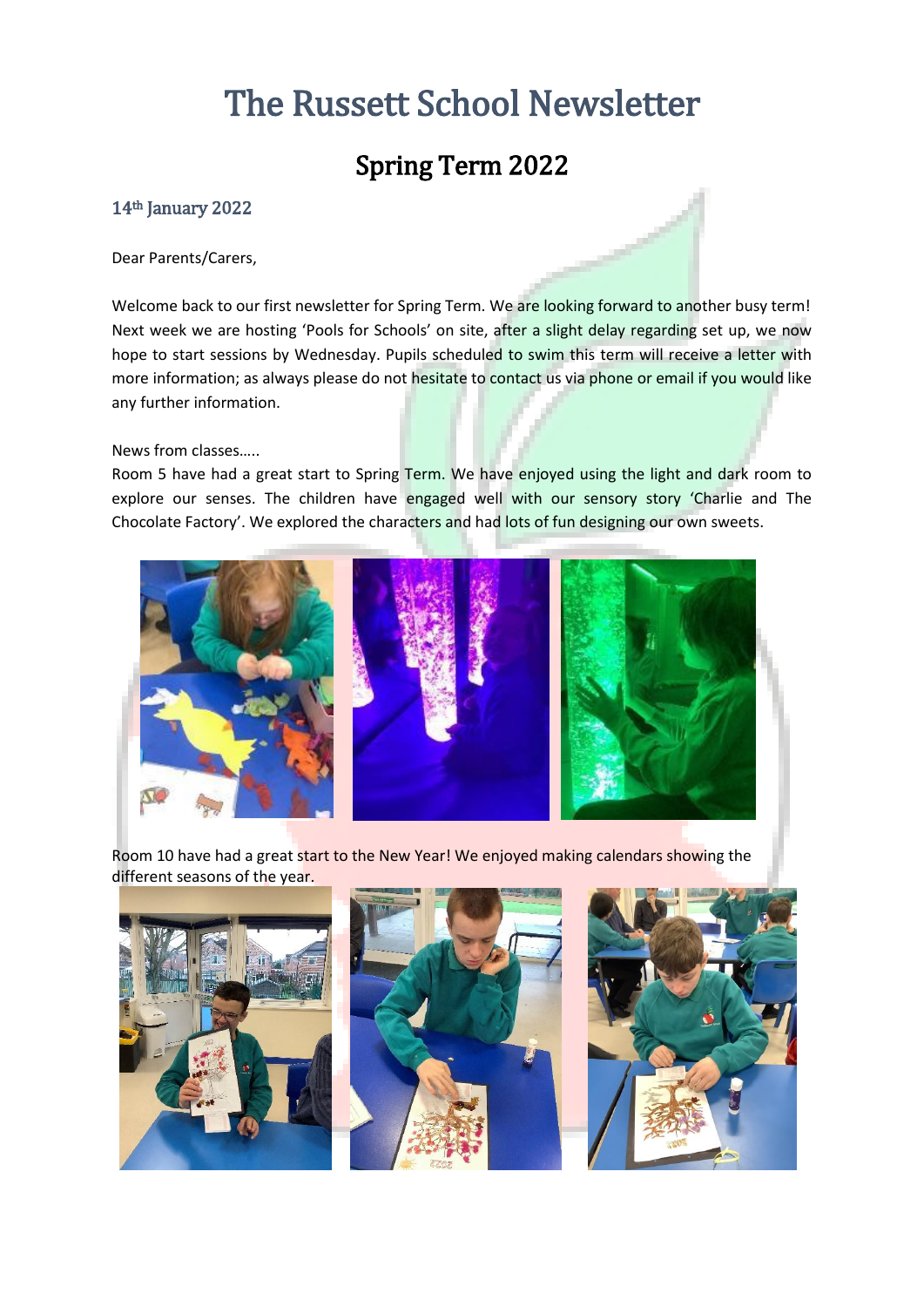# The Russett School Newsletter

## Spring Term 2022

### 14th January 2022

Dear Parents/Carers,

Welcome back to our first newsletter for Spring Term. We are looking forward to another busy term! Next week we are hosting 'Pools for Schools' on site, after a slight delay regarding set up, we now hope to start sessions by Wednesday. Pupils scheduled to swim this term will receive a letter with more information; as always please do not hesitate to contact us via phone or email if you would like any further information.

News from classes…..

Room 5 have had a great start to Spring Term. We have enjoyed using the light and dark room to explore our senses. The children have engaged well with our sensory story 'Charlie and The Chocolate Factory'. We explored the characters and had lots of fun designing our own sweets.

Room 10 have had a great start to the New Year! We enjoyed making calendars showing the different seasons of the year.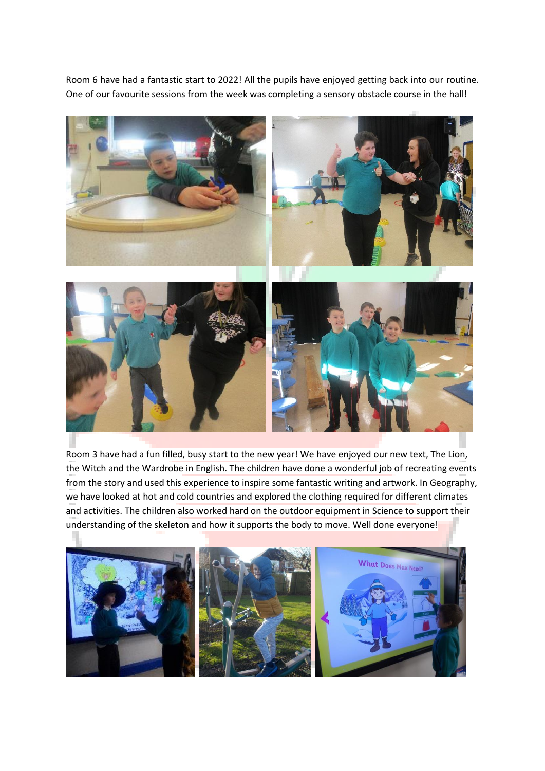Room 6 have had a fantastic start to 2022! All the pupils have enjoyed getting back into our routine. One of our favourite sessions from the week was completing a sensory obstacle course in the hall!

Room 3 have had a fun filled, busy start to the new year! We have enjoyed our new text, The Lion, the Witch and the Wardrobe in English. The children have done a wonderful job of recreating events from the story and used this experience to inspire some fantastic writing and artwork. In Geography, we have looked at hot and cold countries and explored the clothing required for different climates and activities. The children also worked hard on the outdoor equipment in Science to support their understanding of the skeleton and how it supports the body to move. Well done everyone!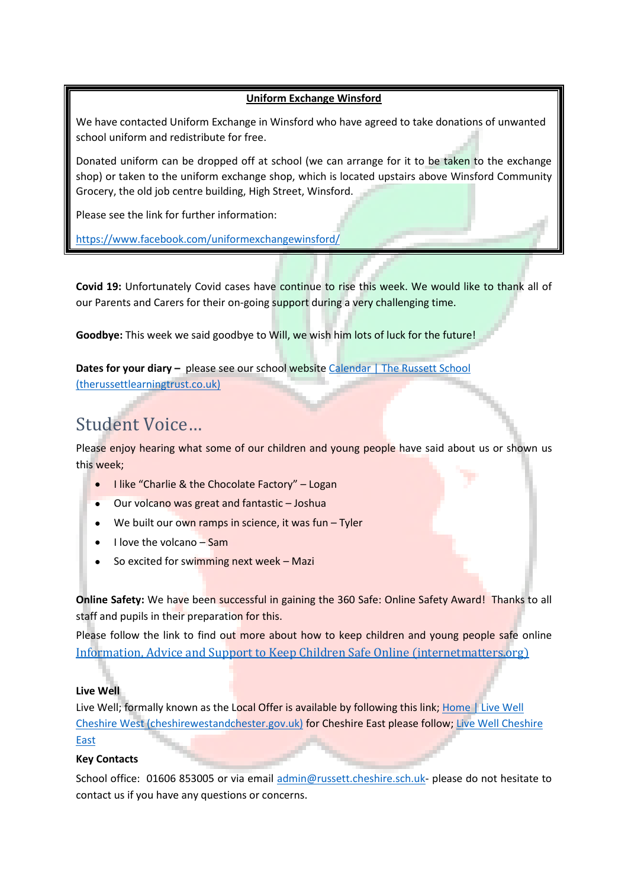**Uniform Exchange Winsford**

We have contacted Uniform Exchange in Winsford who have agreed to take donations of unwanted school uniform and redistribute for free.

Donated uniform can be dropped off at school (we can arrange for it to be taken to the exchange shop) or taken to the uniform exchange shop, which is located upstairs above Winsford Community Grocery, the old job centre building, High Street, Winsford.

Please see the link for further information:

[https://www.facebook.com/uniformexchangewinsford/](https://www.facebook.com/uniformexchangewinsford/)

**Covid 19:** Unfortunately Covid cases have continue to rise this week. We would like to thank all of our Parents and Carers for their on-going support during a very challenging time.

**Goodbye:** This week we said goodbye to Will, we wish him lots of luck for the future!

**Dates for your diary –** please see our school website Calendar | The Russett School (therussettlearningtrust.co.uk)

## Student Voice…

Please enjoy hearing what some of our children and young people have said about us or shown us this week;

- I like "Charlie & the Chocolate Factory" – Logan
- Our volcano was great and fantastic – Joshua
- We built our own ramps in science, it was fun – Tyler
- I love the volcano – Sam
- So excited for swimming next week – Mazi

**Online Safety:** We have been successful in gaining the 360 Safe: Online Safety Award! Thanks to all staff and pupils in their preparation for this.

Please follow the link to find out more about how to keep children and young people safe online Information, Advice and Support to Keep Children Safe Online (internetmatters.org)

**Live Well**

Live Well; formally known as the Local Offer is available by following this link; Home | Live Well Cheshire West (cheshirewestandchester.gov.uk) for Cheshire East please follow; Live Well Cheshire East

**Key Contacts**

School office: 01606 853005 or via email admin@russett.cheshire.sch.uk- please do not hesitate to contact us if you have any questions or concerns.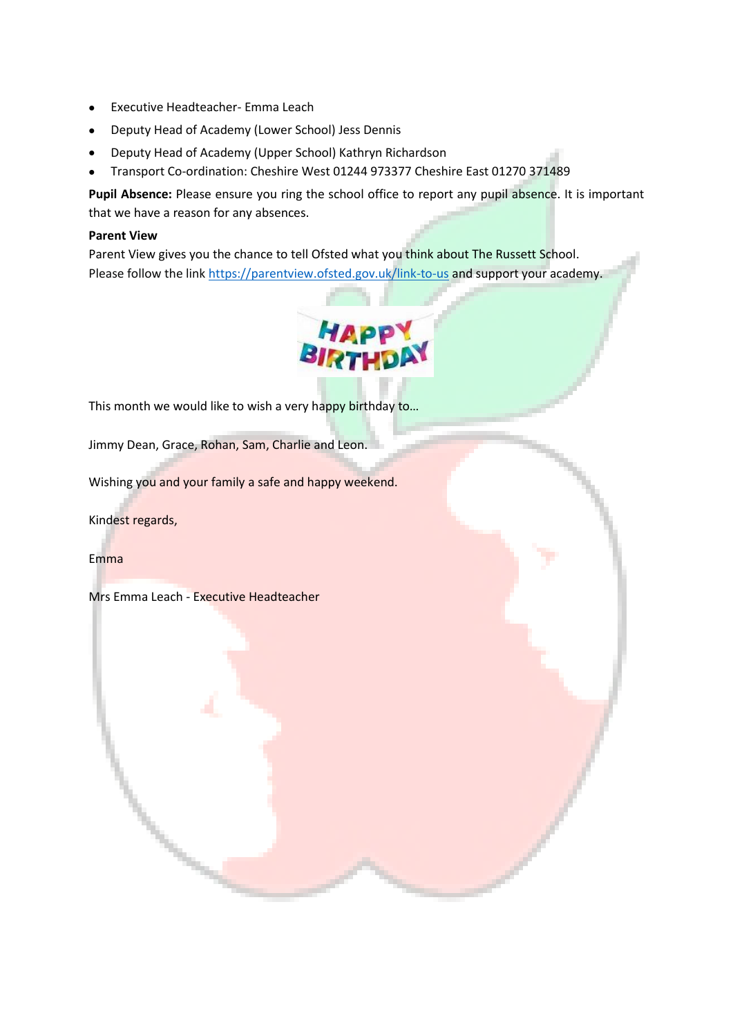- Executive Headteacher- Emma Leach
- Deputy Head of Academy (Lower School) Jess Dennis
- Deputy Head of Academy (Upper School) Kathryn Richardson
- Transport Co-ordination: Cheshire West 01244 973377 Cheshire East 01270 371489

**Pupil Absence:** Please ensure you ring the school office to report any pupil absence. It is important that we have a reason for any absences.

**Parent View**

Parent View gives you the chance to tell Ofsted what you think about The Russett School.
Please follow the link https://parentview.ofsted.gov.uk/link-to-us and support your academy.

HAPPY BIRTHDAY

This month we would like to wish a very happy birthday to…

Jimmy Dean, Grace, Rohan, Sam, Charlie and Leon.

Wishing you and your family a safe and happy weekend.

Kindest regards,

Emma

Mrs Emma Leach - Executive Headteacher